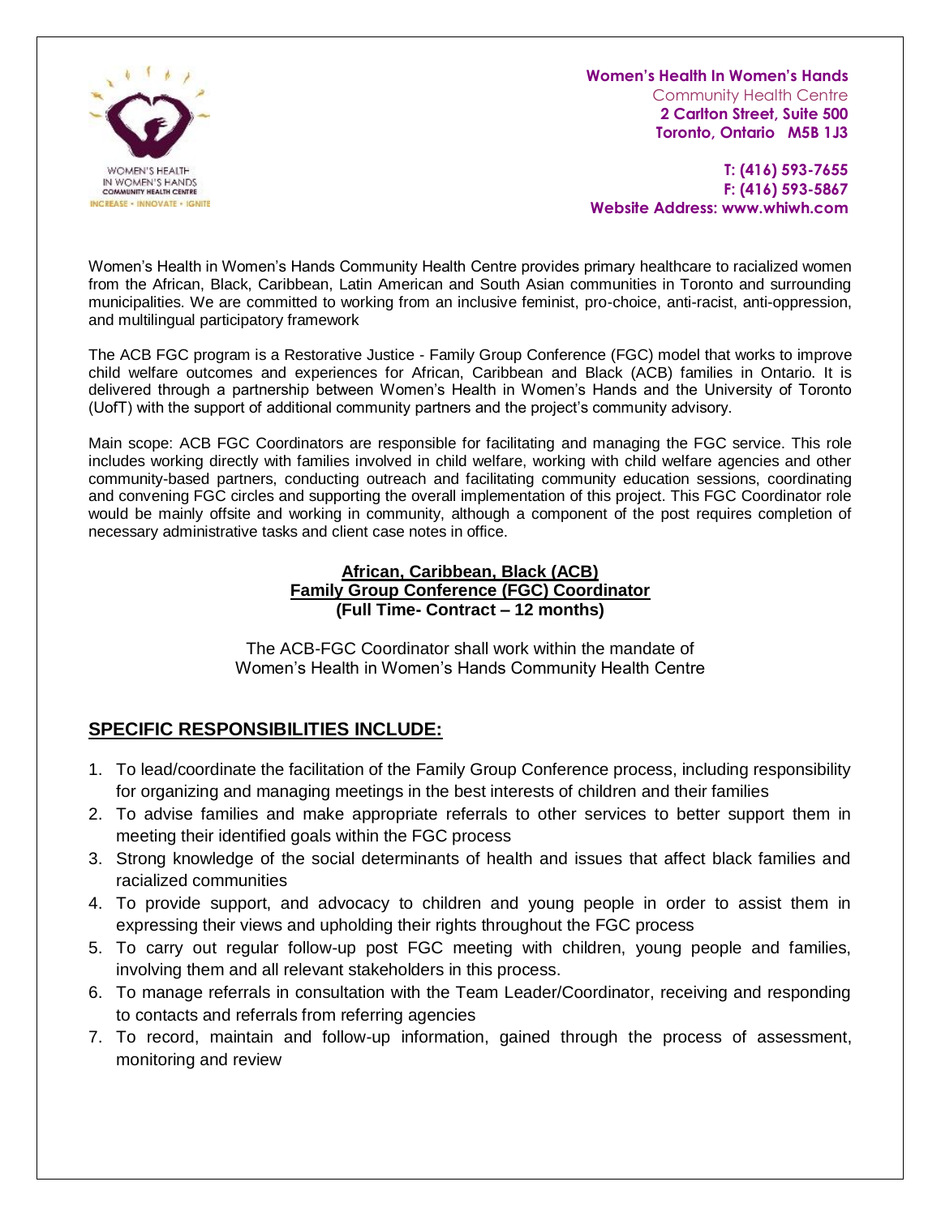**Women's Health In Women's Hands**
Community Health Centre
**2 Carlton Street, Suite 500**
**Toronto, Ontario M5B 1J3**

**T: (416) 593-7655**
**F: (416) 593-5867**
**Website Address: www.whiwh.com**

Women's Health in Women's Hands Community Health Centre provides primary healthcare to racialized women from the African, Black, Caribbean, Latin American and South Asian communities in Toronto and surrounding municipalities. We are committed to working from an inclusive feminist, pro-choice, anti-racist, anti-oppression, and multilingual participatory framework

The ACB FGC program is a Restorative Justice - Family Group Conference (FGC) model that works to improve child welfare outcomes and experiences for African, Caribbean and Black (ACB) families in Ontario. It is delivered through a partnership between Women's Health in Women's Hands and the University of Toronto (UofT) with the support of additional community partners and the project's community advisory.

Main scope: ACB FGC Coordinators are responsible for facilitating and managing the FGC service. This role includes working directly with families involved in child welfare, working with child welfare agencies and other community-based partners, conducting outreach and facilitating community education sessions, coordinating and convening FGC circles and supporting the overall implementation of this project. This FGC Coordinator role would be mainly offsite and working in community, although a component of the post requires completion of necessary administrative tasks and client case notes in office.

**African, Caribbean, Black (ACB)**
**Family Group Conference (FGC) Coordinator**
**(Full Time- Contract – 12 months)**

The ACB-FGC Coordinator shall work within the mandate of
Women's Health in Women's Hands Community Health Centre

## SPECIFIC RESPONSIBILITIES INCLUDE:

1. To lead/coordinate the facilitation of the Family Group Conference process, including responsibility for organizing and managing meetings in the best interests of children and their families
2. To advise families and make appropriate referrals to other services to better support them in meeting their identified goals within the FGC process
3. Strong knowledge of the social determinants of health and issues that affect black families and racialized communities
4. To provide support, and advocacy to children and young people in order to assist them in expressing their views and upholding their rights throughout the FGC process
5. To carry out regular follow-up post FGC meeting with children, young people and families, involving them and all relevant stakeholders in this process.
6. To manage referrals in consultation with the Team Leader/Coordinator, receiving and responding to contacts and referrals from referring agencies
7. To record, maintain and follow-up information, gained through the process of assessment, monitoring and review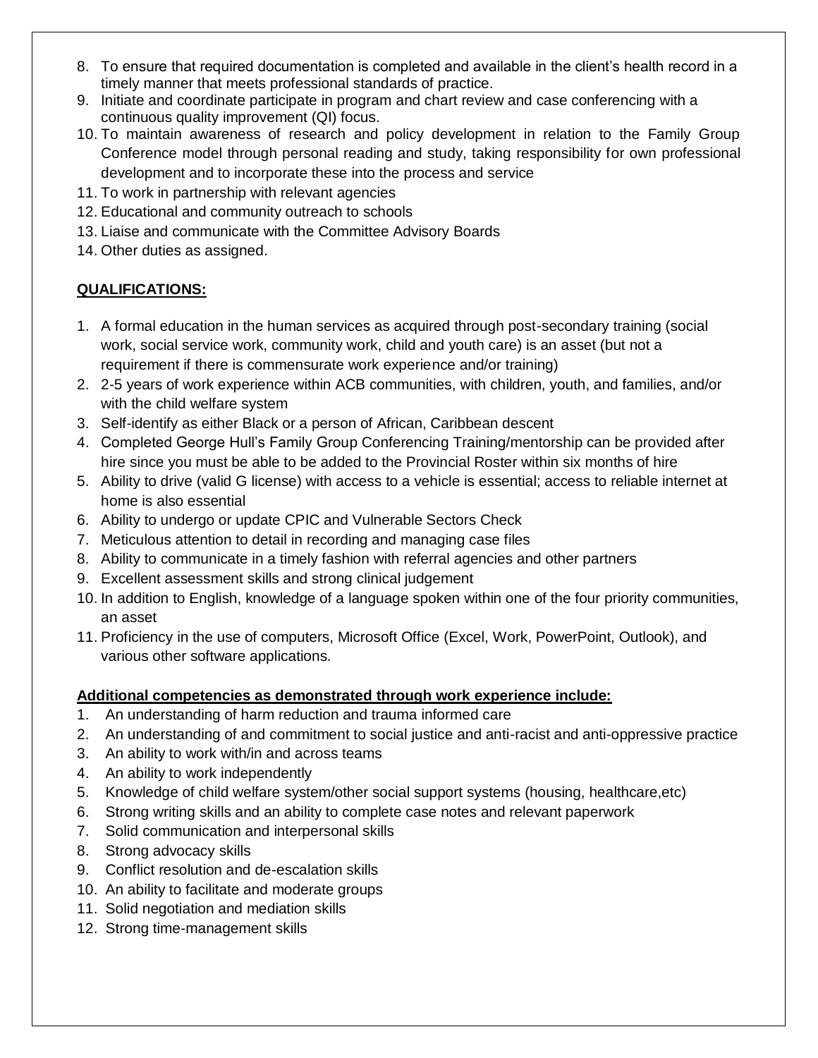8. To ensure that required documentation is completed and available in the client's health record in a timely manner that meets professional standards of practice.
9. Initiate and coordinate participate in program and chart review and case conferencing with a continuous quality improvement (QI) focus.
10. To maintain awareness of research and policy development in relation to the Family Group Conference model through personal reading and study, taking responsibility for own professional development and to incorporate these into the process and service
11. To work in partnership with relevant agencies
12. Educational and community outreach to schools
13. Liaise and communicate with the Committee Advisory Boards
14. Other duties as assigned.

**QUALIFICATIONS:**

1. A formal education in the human services as acquired through post-secondary training (social work, social service work, community work, child and youth care) is an asset (but not a requirement if there is commensurate work experience and/or training)
2. 2-5 years of work experience within ACB communities, with children, youth, and families, and/or with the child welfare system
3. Self-identify as either Black or a person of African, Caribbean descent
4. Completed George Hull's Family Group Conferencing Training/mentorship can be provided after hire since you must be able to be added to the Provincial Roster within six months of hire
5. Ability to drive (valid G license) with access to a vehicle is essential; access to reliable internet at home is also essential
6. Ability to undergo or update CPIC and Vulnerable Sectors Check
7. Meticulous attention to detail in recording and managing case files
8. Ability to communicate in a timely fashion with referral agencies and other partners
9. Excellent assessment skills and strong clinical judgement
10. In addition to English, knowledge of a language spoken within one of the four priority communities, an asset
11. Proficiency in the use of computers, Microsoft Office (Excel, Work, PowerPoint, Outlook), and various other software applications.

**Additional competencies as demonstrated through work experience include:**

1. An understanding of harm reduction and trauma informed care
2. An understanding of and commitment to social justice and anti-racist and anti-oppressive practice
3. An ability to work with/in and across teams
4. An ability to work independently
5. Knowledge of child welfare system/other social support systems (housing, healthcare,etc)
6. Strong writing skills and an ability to complete case notes and relevant paperwork
7. Solid communication and interpersonal skills
8. Strong advocacy skills
9. Conflict resolution and de-escalation skills
10. An ability to facilitate and moderate groups
11. Solid negotiation and mediation skills
12. Strong time-management skills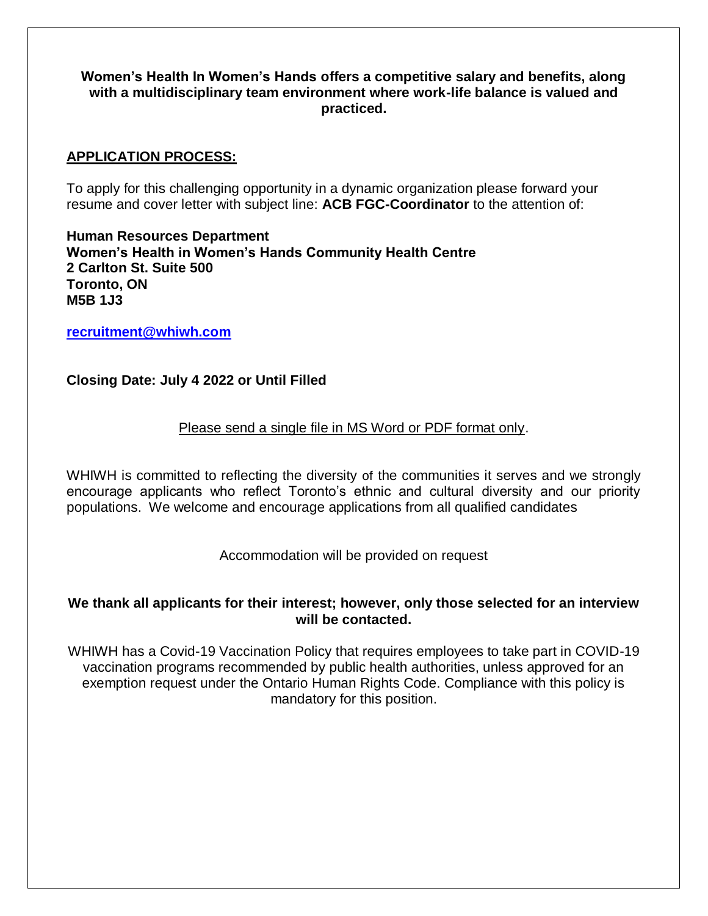**Women's Health In Women's Hands offers a competitive salary and benefits, along with a multidisciplinary team environment where work-life balance is valued and practiced.**

## APPLICATION PROCESS:

To apply for this challenging opportunity in a dynamic organization please forward your resume and cover letter with subject line: **ACB FGC-Coordinator** to the attention of:

**Human Resources Department**
**Women's Health in Women's Hands Community Health Centre**
**2 Carlton St. Suite 500**
**Toronto, ON**
**M5B 1J3**

**recruitment@whiwh.com**

**Closing Date: July 4 2022 or Until Filled**

Please send a single file in MS Word or PDF format only.

WHIWH is committed to reflecting the diversity of the communities it serves and we strongly encourage applicants who reflect Toronto's ethnic and cultural diversity and our priority populations. We welcome and encourage applications from all qualified candidates

Accommodation will be provided on request

**We thank all applicants for their interest; however, only those selected for an interview will be contacted.**

WHIWH has a Covid-19 Vaccination Policy that requires employees to take part in COVID-19 vaccination programs recommended by public health authorities, unless approved for an exemption request under the Ontario Human Rights Code. Compliance with this policy is mandatory for this position.